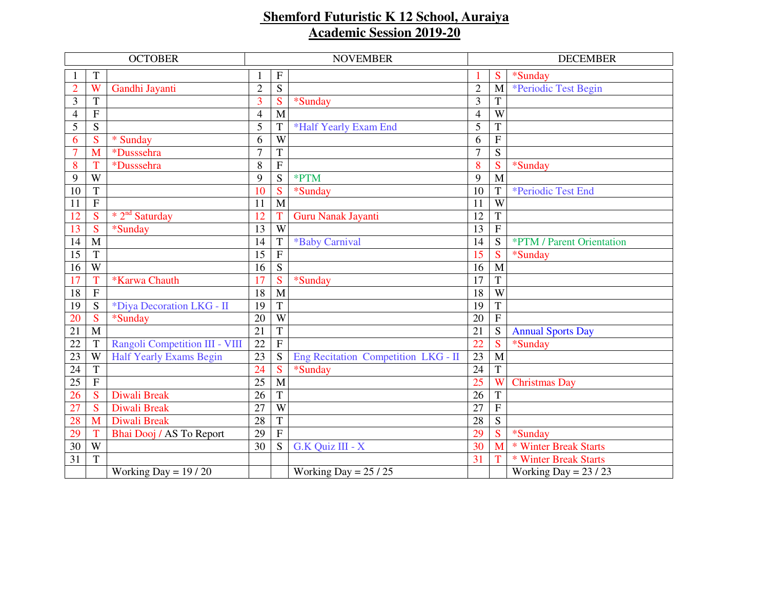# Shemford Futuristic K 12 School, Auraiya

## Academic Session 2019-20

| OCTOBER | | | NOVEMBER | | | DECEMBER | | |
|---|---|---|---|---|---|---|---|---|
| 1 | T | | 1 | F | | 1 | S | *Sunday |
| 2 | W | Gandhi Jayanti | 2 | S | | 2 | M | *Periodic Test Begin |
| 3 | T | | 3 | S | *Sunday | 3 | T | |
| 4 | F | | 4 | M | | 4 | W | |
| 5 | S | | 5 | T | *Half Yearly Exam End | 5 | T | |
| 6 | S | * Sunday | 6 | W | | 6 | F | |
| 7 | M | *Dusssehra | 7 | T | | 7 | S | |
| 8 | T | *Dusssehra | 8 | F | | 8 | S | *Sunday |
| 9 | W | | 9 | S | *PTM | 9 | M | |
| 10 | T | | 10 | S | *Sunday | 10 | T | *Periodic Test End |
| 11 | F | | 11 | M | | 11 | W | |
| 12 | S | * 2nd Saturday | 12 | T | Guru Nanak Jayanti | 12 | T | |
| 13 | S | *Sunday | 13 | W | | 13 | F | |
| 14 | M | | 14 | T | *Baby Carnival | 14 | S | *PTM / Parent Orientation |
| 15 | T | | 15 | F | | 15 | S | *Sunday |
| 16 | W | | 16 | S | | 16 | M | |
| 17 | T | *Karwa Chauth | 17 | S | *Sunday | 17 | T | |
| 18 | F | | 18 | M | | 18 | W | |
| 19 | S | *Diya Decoration LKG - II | 19 | T | | 19 | T | |
| 20 | S | *Sunday | 20 | W | | 20 | F | |
| 21 | M | | 21 | T | | 21 | S | Annual Sports Day |
| 22 | T | Rangoli Competition III - VIII | 22 | F | | 22 | S | *Sunday |
| 23 | W | Half Yearly Exams Begin | 23 | S | Eng Recitation Competition LKG - II | 23 | M | |
| 24 | T | | 24 | S | *Sunday | 24 | T | |
| 25 | F | | 25 | M | | 25 | W | Christmas Day |
| 26 | S | Diwali Break | 26 | T | | 26 | T | |
| 27 | S | Diwali Break | 27 | W | | 27 | F | |
| 28 | M | Diwali Break | 28 | T | | 28 | S | |
| 29 | T | Bhai Dooj / AS To Report | 29 | F | | 29 | S | *Sunday |
| 30 | W | | 30 | S | G.K Quiz III - X | 30 | M | * Winter Break Starts |
| 31 | T | | | | | 31 | T | * Winter Break Starts |
| | | Working Day = 19 / 20 | | | Working Day = 25 / 25 | | | Working Day = 23 / 23 |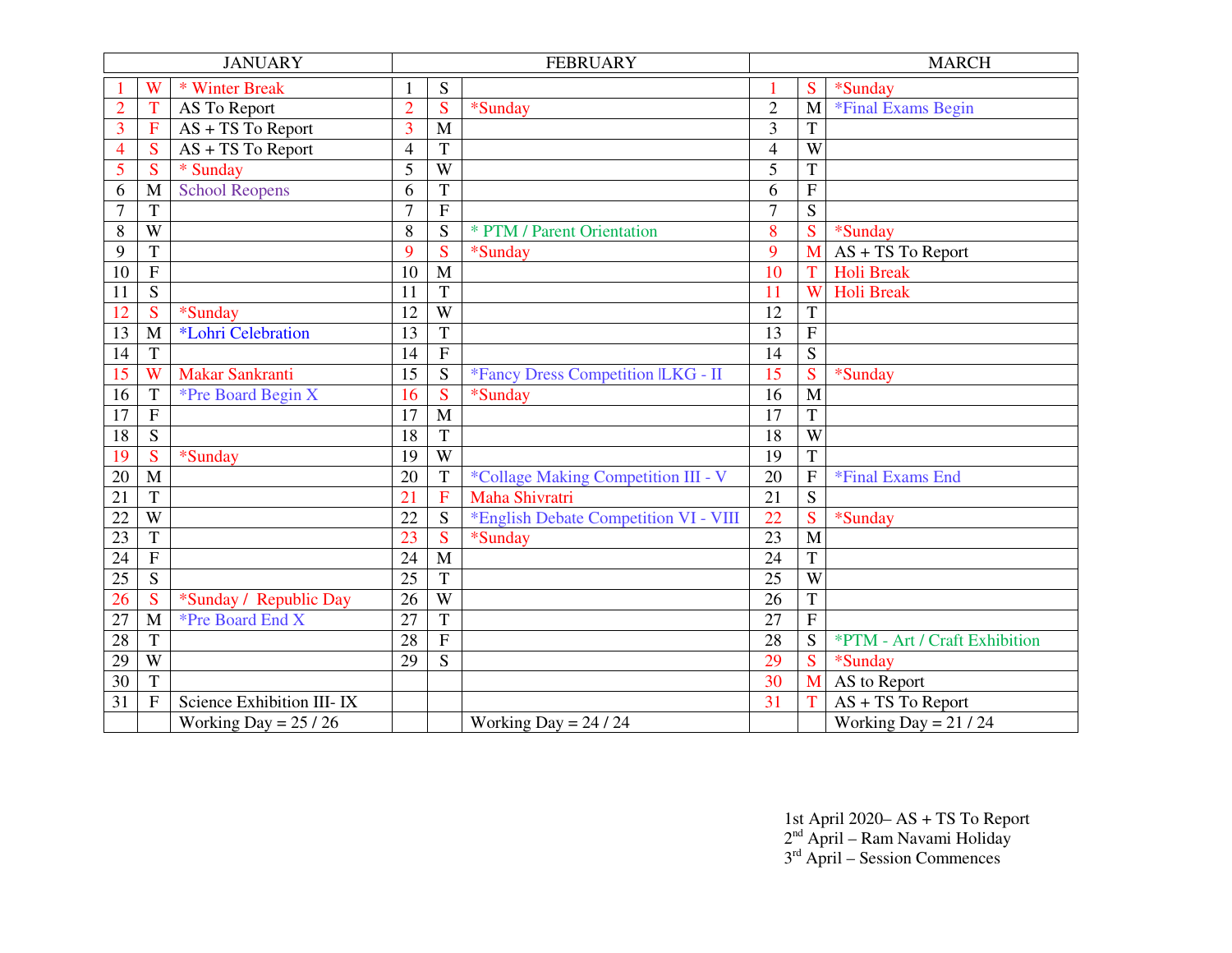| JANUARY | | | FEBRUARY | | | MARCH | | |
|---|---|---|---|---|---|---|---|---|
| 1 | W | * Winter Break | 1 | S | | 1 | S | *Sunday |
| 2 | T | AS To Report | 2 | S | *Sunday | 2 | M | *Final Exams Begin |
| 3 | F | AS + TS To Report | 3 | M | | 3 | T | |
| 4 | S | AS + TS To Report | 4 | T | | 4 | W | |
| 5 | S | * Sunday | 5 | W | | 5 | T | |
| 6 | M | School Reopens | 6 | T | | 6 | F | |
| 7 | T | | 7 | F | | 7 | S | |
| 8 | W | | 8 | S | * PTM / Parent Orientation | 8 | S | *Sunday |
| 9 | T | | 9 | S | *Sunday | 9 | M | AS + TS To Report |
| 10 | F | | 10 | M | | 10 | T | Holi Break |
| 11 | S | | 11 | T | | 11 | W | Holi Break |
| 12 | S | *Sunday | 12 | W | | 12 | T | |
| 13 | M | *Lohri Celebration | 13 | T | | 13 | F | |
| 14 | T | | 14 | F | | 14 | S | |
| 15 | W | Makar Sankranti | 15 | S | *Fancy Dress Competition LKG - II | 15 | S | *Sunday |
| 16 | T | *Pre Board Begin X | 16 | S | *Sunday | 16 | M | |
| 17 | F | | 17 | M | | 17 | T | |
| 18 | S | | 18 | T | | 18 | W | |
| 19 | S | *Sunday | 19 | W | | 19 | T | |
| 20 | M | | 20 | T | *Collage Making Competition III - V | 20 | F | *Final Exams End |
| 21 | T | | 21 | F | Maha Shivratri | 21 | S | |
| 22 | W | | 22 | S | *English Debate Competition VI - VIII | 22 | S | *Sunday |
| 23 | T | | 23 | S | *Sunday | 23 | M | |
| 24 | F | | 24 | M | | 24 | T | |
| 25 | S | | 25 | T | | 25 | W | |
| 26 | S | *Sunday / Republic Day | 26 | W | | 26 | T | |
| 27 | M | *Pre Board End X | 27 | T | | 27 | F | |
| 28 | T | | 28 | F | | 28 | S | *PTM - Art / Craft Exhibition |
| 29 | W | | 29 | S | | 29 | S | *Sunday |
| 30 | T | | | | | 30 | M | AS to Report |
| 31 | F | Science Exhibition III- IX | | | | 31 | T | AS + TS To Report |
| | | Working Day = 25 / 26 | | | Working Day = 24 / 24 | | | Working Day = 21 / 24 |

1st April 2020– AS + TS To Report
2nd April – Ram Navami Holiday
3rd April – Session Commences